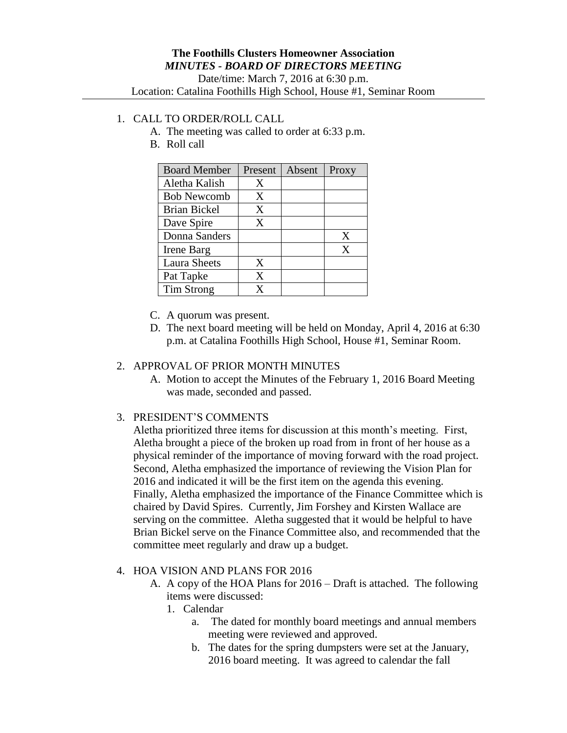**The Foothills Clusters Homeowner Association**

***MINUTES - BOARD OF DIRECTORS MEETING***

Date/time: March 7, 2016 at 6:30 p.m.

Location: Catalina Foothills High School, House #1, Seminar Room

1. CALL TO ORDER/ROLL CALL
   A. The meeting was called to order at 6:33 p.m.
   B. Roll call

| Board Member | Present | Absent | Proxy |
|---|---|---|---|
| Aletha Kalish | X | | |
| Bob Newcomb | X | | |
| Brian Bickel | X | | |
| Dave Spire | X | | |
| Donna Sanders | | | X |
| Irene Barg | | | X |
| Laura Sheets | X | | |
| Pat Tapke | X | | |
| Tim Strong | X | | |

   C. A quorum was present.
   D. The next board meeting will be held on Monday, April 4, 2016 at 6:30 p.m. at Catalina Foothills High School, House #1, Seminar Room.

2. APPROVAL OF PRIOR MONTH MINUTES
   A. Motion to accept the Minutes of the February 1, 2016 Board Meeting was made, seconded and passed.

3. PRESIDENT'S COMMENTS

   Aletha prioritized three items for discussion at this month's meeting. First, Aletha brought a piece of the broken up road from in front of her house as a physical reminder of the importance of moving forward with the road project. Second, Aletha emphasized the importance of reviewing the Vision Plan for 2016 and indicated it will be the first item on the agenda this evening. Finally, Aletha emphasized the importance of the Finance Committee which is chaired by David Spires. Currently, Jim Forshey and Kirsten Wallace are serving on the committee. Aletha suggested that it would be helpful to have Brian Bickel serve on the Finance Committee also, and recommended that the committee meet regularly and draw up a budget.

4. HOA VISION AND PLANS FOR 2016
   A. A copy of the HOA Plans for 2016 – Draft is attached. The following items were discussed:
      1. Calendar
         a. The dated for monthly board meetings and annual members meeting were reviewed and approved.
         b. The dates for the spring dumpsters were set at the January, 2016 board meeting. It was agreed to calendar the fall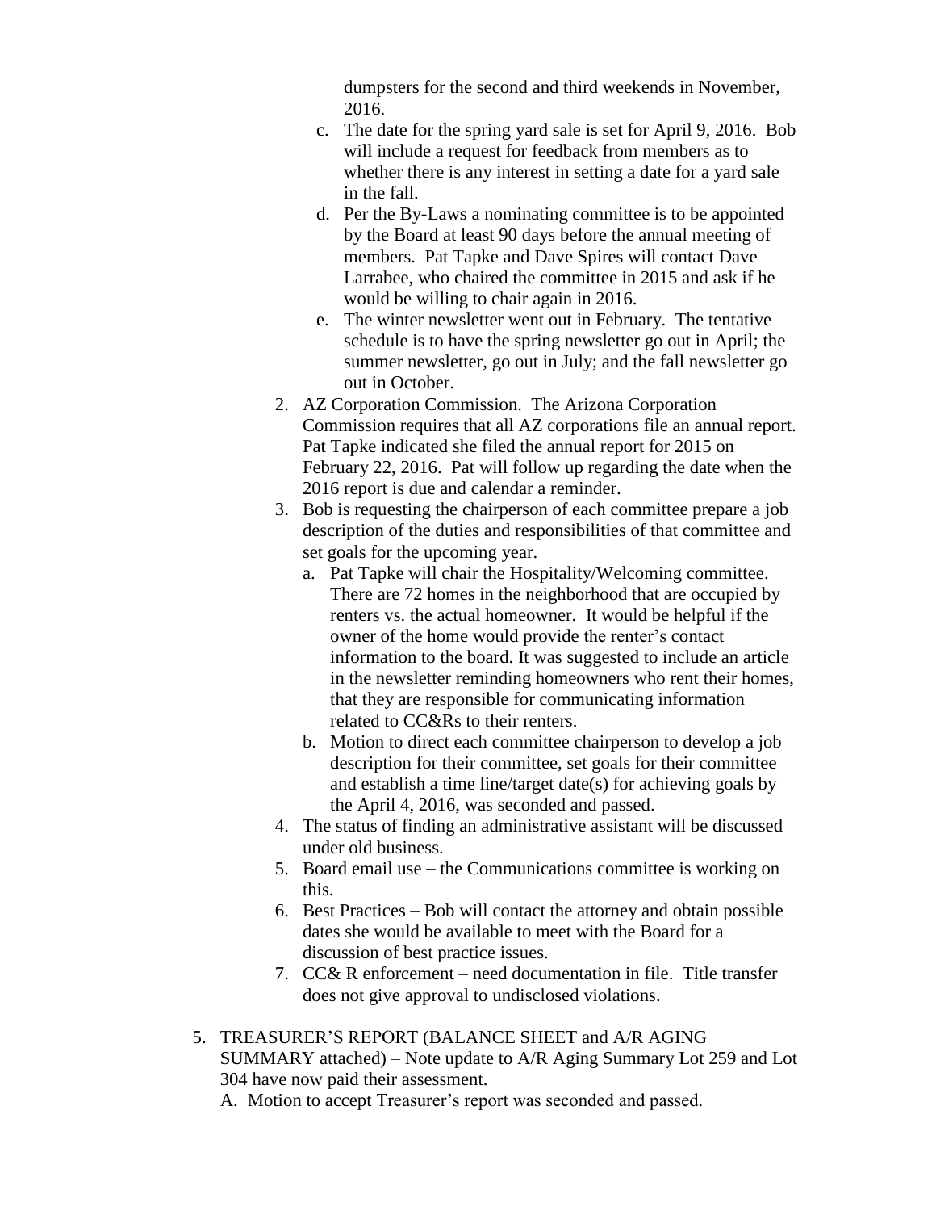dumpsters for the second and third weekends in November, 2016.

   c. The date for the spring yard sale is set for April 9, 2016. Bob will include a request for feedback from members as to whether there is any interest in setting a date for a yard sale in the fall.
   d. Per the By-Laws a nominating committee is to be appointed by the Board at least 90 days before the annual meeting of members. Pat Tapke and Dave Spires will contact Dave Larrabee, who chaired the committee in 2015 and ask if he would be willing to chair again in 2016.
   e. The winter newsletter went out in February. The tentative schedule is to have the spring newsletter go out in April; the summer newsletter, go out in July; and the fall newsletter go out in October.

2. AZ Corporation Commission. The Arizona Corporation Commission requires that all AZ corporations file an annual report. Pat Tapke indicated she filed the annual report for 2015 on February 22, 2016. Pat will follow up regarding the date when the 2016 report is due and calendar a reminder.
3. Bob is requesting the chairperson of each committee prepare a job description of the duties and responsibilities of that committee and set goals for the upcoming year.
   a. Pat Tapke will chair the Hospitality/Welcoming committee. There are 72 homes in the neighborhood that are occupied by renters vs. the actual homeowner. It would be helpful if the owner of the home would provide the renter's contact information to the board. It was suggested to include an article in the newsletter reminding homeowners who rent their homes, that they are responsible for communicating information related to CC&Rs to their renters.
   b. Motion to direct each committee chairperson to develop a job description for their committee, set goals for their committee and establish a time line/target date(s) for achieving goals by the April 4, 2016, was seconded and passed.
4. The status of finding an administrative assistant will be discussed under old business.
5. Board email use – the Communications committee is working on this.
6. Best Practices – Bob will contact the attorney and obtain possible dates she would be available to meet with the Board for a discussion of best practice issues.
7. CC& R enforcement – need documentation in file. Title transfer does not give approval to undisclosed violations.

5. TREASURER'S REPORT (BALANCE SHEET and A/R AGING SUMMARY attached) – Note update to A/R Aging Summary Lot 259 and Lot 304 have now paid their assessment.
   A. Motion to accept Treasurer's report was seconded and passed.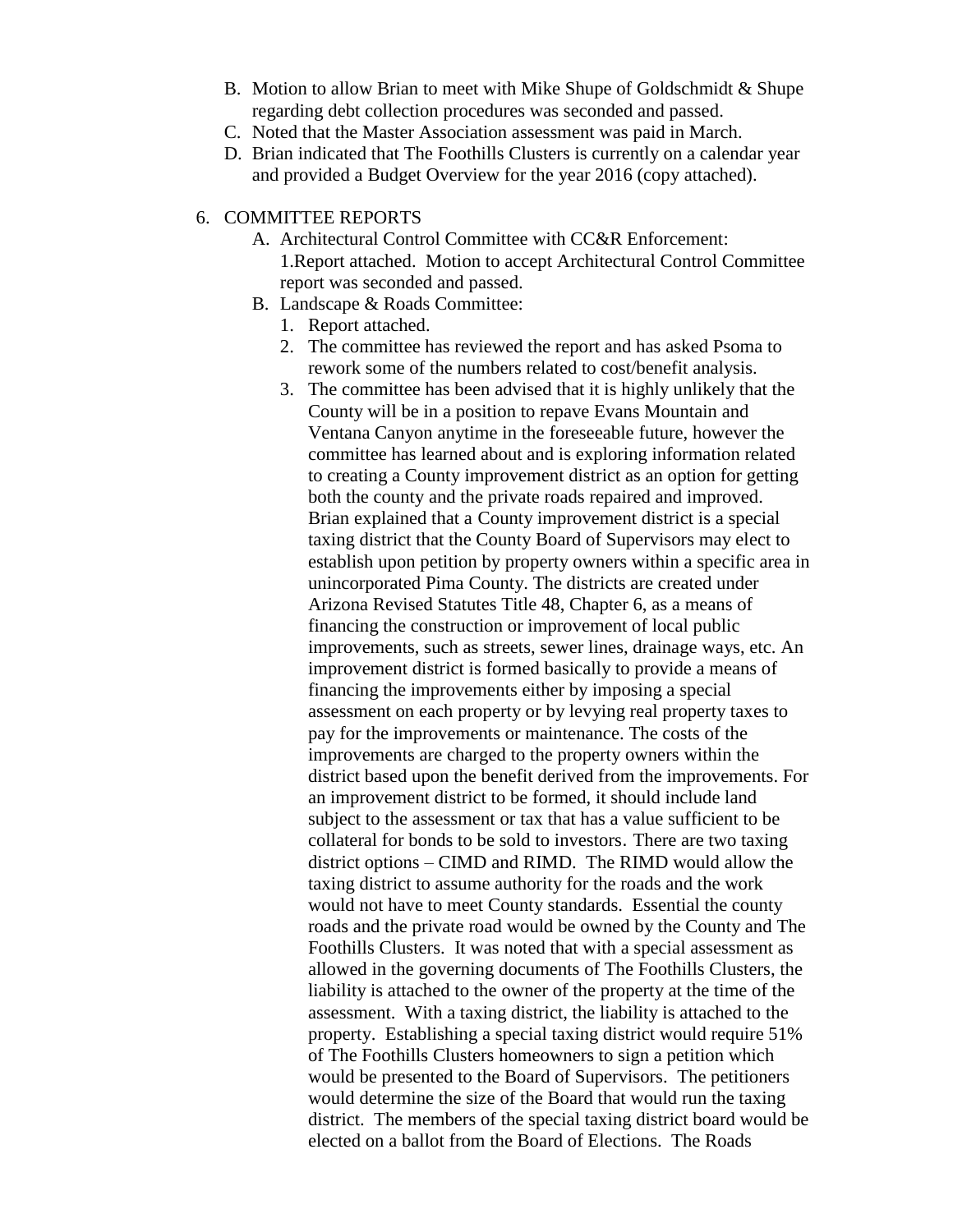B. Motion to allow Brian to meet with Mike Shupe of Goldschmidt & Shupe regarding debt collection procedures was seconded and passed.

C. Noted that the Master Association assessment was paid in March.

D. Brian indicated that The Foothills Clusters is currently on a calendar year and provided a Budget Overview for the year 2016 (copy attached).

6. COMMITTEE REPORTS

   A. Architectural Control Committee with CC&R Enforcement:
      1.Report attached. Motion to accept Architectural Control Committee report was seconded and passed.

   B. Landscape & Roads Committee:
      1. Report attached.
      2. The committee has reviewed the report and has asked Psoma to rework some of the numbers related to cost/benefit analysis.
      3. The committee has been advised that it is highly unlikely that the County will be in a position to repave Evans Mountain and Ventana Canyon anytime in the foreseeable future, however the committee has learned about and is exploring information related to creating a County improvement district as an option for getting both the county and the private roads repaired and improved. Brian explained that a County improvement district is a special taxing district that the County Board of Supervisors may elect to establish upon petition by property owners within a specific area in unincorporated Pima County. The districts are created under Arizona Revised Statutes Title 48, Chapter 6, as a means of financing the construction or improvement of local public improvements, such as streets, sewer lines, drainage ways, etc. An improvement district is formed basically to provide a means of financing the improvements either by imposing a special assessment on each property or by levying real property taxes to pay for the improvements or maintenance. The costs of the improvements are charged to the property owners within the district based upon the benefit derived from the improvements. For an improvement district to be formed, it should include land subject to the assessment or tax that has a value sufficient to be collateral for bonds to be sold to investors. There are two taxing district options – CIMD and RIMD. The RIMD would allow the taxing district to assume authority for the roads and the work would not have to meet County standards. Essential the county roads and the private road would be owned by the County and The Foothills Clusters. It was noted that with a special assessment as allowed in the governing documents of The Foothills Clusters, the liability is attached to the owner of the property at the time of the assessment. With a taxing district, the liability is attached to the property. Establishing a special taxing district would require 51% of The Foothills Clusters homeowners to sign a petition which would be presented to the Board of Supervisors. The petitioners would determine the size of the Board that would run the taxing district. The members of the special taxing district board would be elected on a ballot from the Board of Elections. The Roads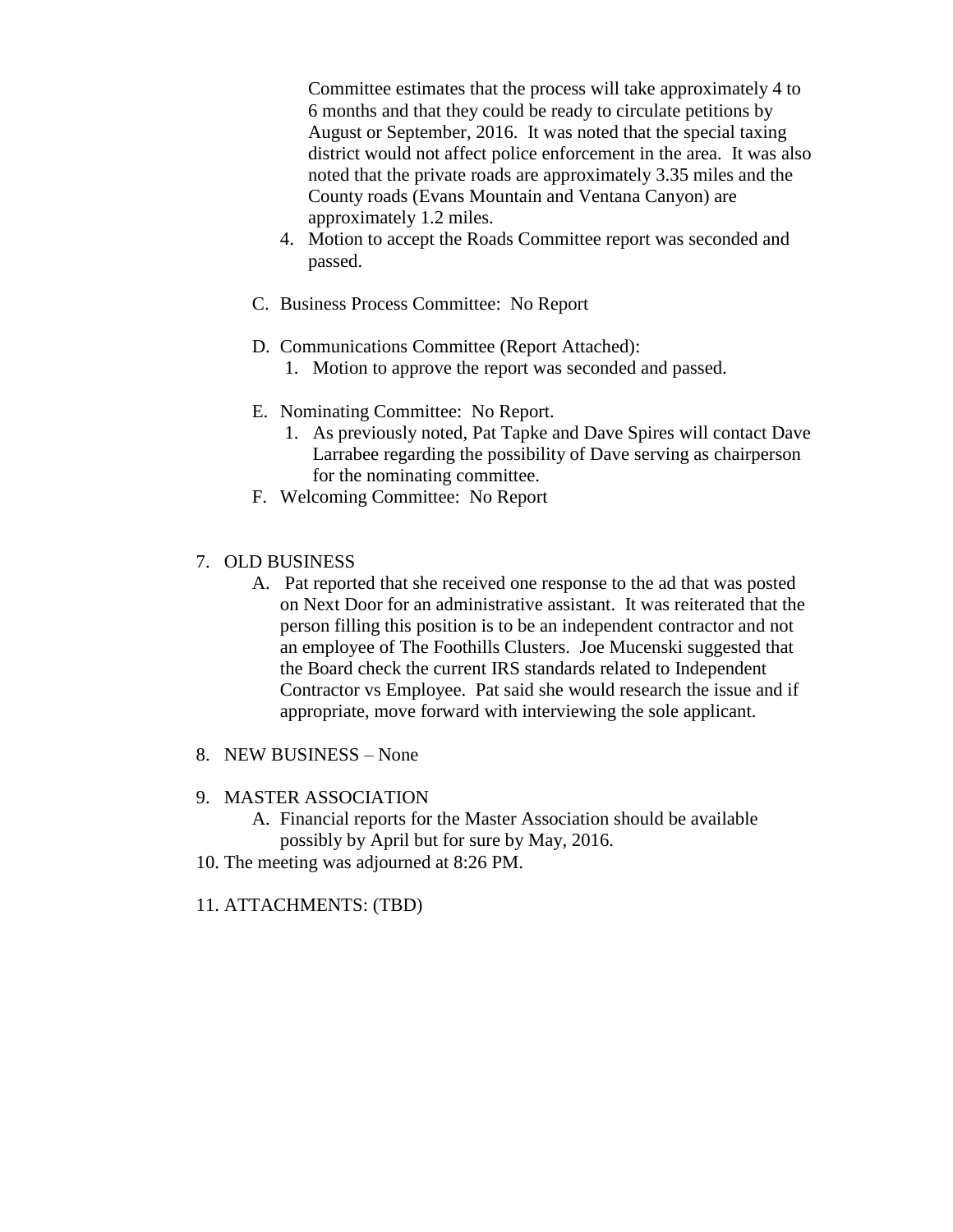Committee estimates that the process will take approximately 4 to 6 months and that they could be ready to circulate petitions by August or September, 2016. It was noted that the special taxing district would not affect police enforcement in the area. It was also noted that the private roads are approximately 3.35 miles and the County roads (Evans Mountain and Ventana Canyon) are approximately 1.2 miles.

4. Motion to accept the Roads Committee report was seconded and passed.

C. Business Process Committee: No Report

D. Communications Committee (Report Attached):
   1. Motion to approve the report was seconded and passed.

E. Nominating Committee: No Report.
   1. As previously noted, Pat Tapke and Dave Spires will contact Dave Larrabee regarding the possibility of Dave serving as chairperson for the nominating committee.

F. Welcoming Committee: No Report

7. OLD BUSINESS
   A. Pat reported that she received one response to the ad that was posted on Next Door for an administrative assistant. It was reiterated that the person filling this position is to be an independent contractor and not an employee of The Foothills Clusters. Joe Mucenski suggested that the Board check the current IRS standards related to Independent Contractor vs Employee. Pat said she would research the issue and if appropriate, move forward with interviewing the sole applicant.

8. NEW BUSINESS – None

9. MASTER ASSOCIATION
   A. Financial reports for the Master Association should be available possibly by April but for sure by May, 2016.

10. The meeting was adjourned at 8:26 PM.

11. ATTACHMENTS: (TBD)